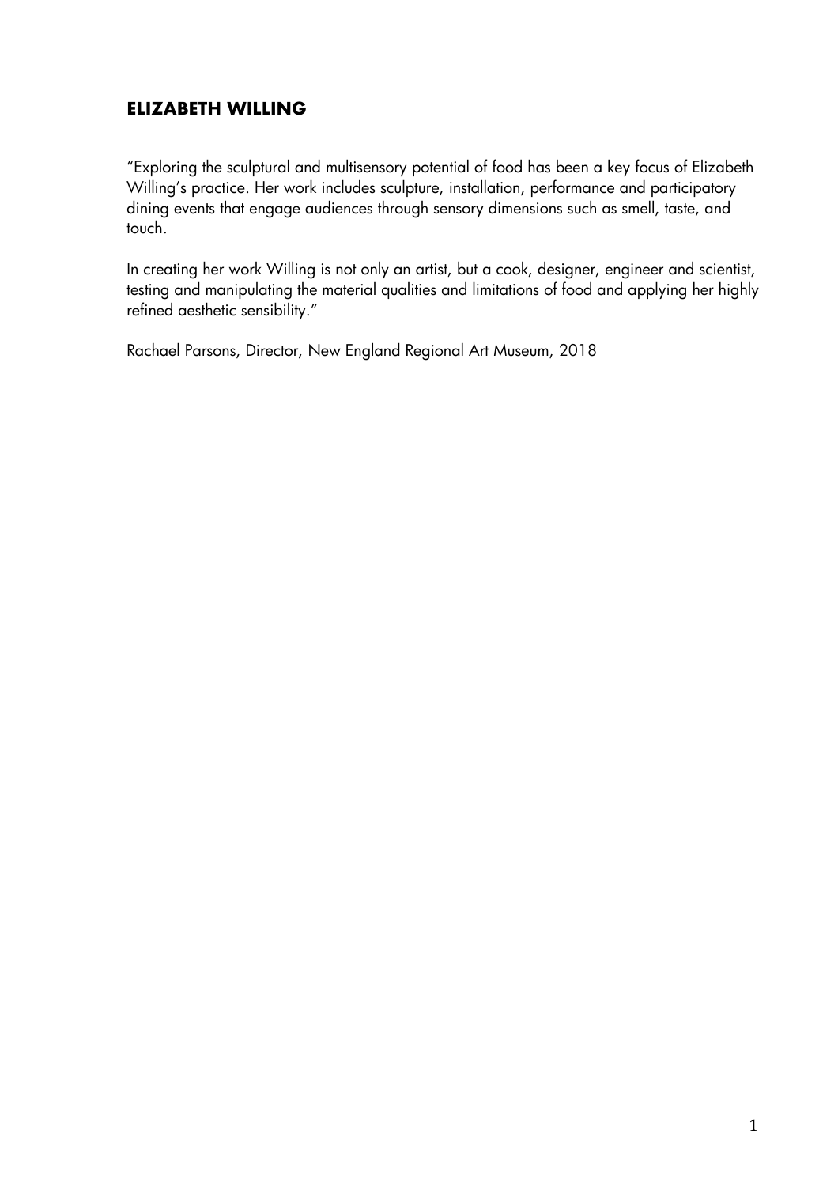# ELIZABETH WILLING

"Exploring the sculptural and multisensory potential of food has been a key focus of Elizabeth Willing's practice. Her work includes sculpture, installation, performance and participatory dining events that engage audiences through sensory dimensions such as smell, taste, and touch.

In creating her work Willing is not only an artist, but a cook, designer, engineer and scientist, testing and manipulating the material qualities and limitations of food and applying her highly refined aesthetic sensibility."

Rachael Parsons, Director, New England Regional Art Museum, 2018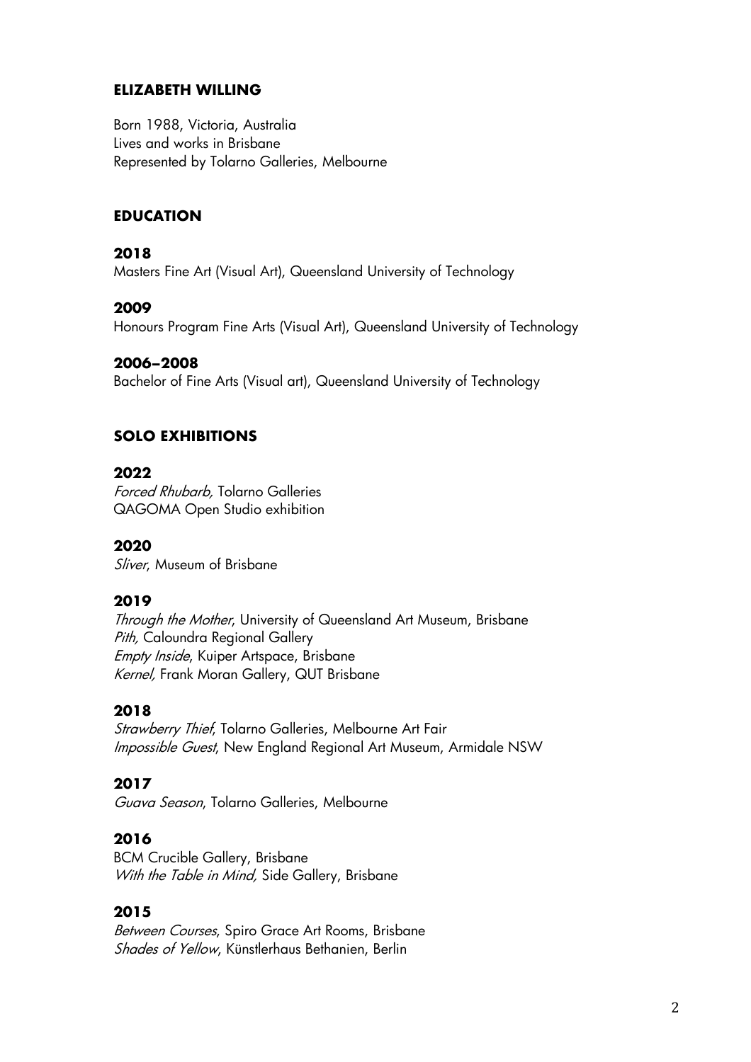## ELIZABETH WILLING

Born 1988, Victoria, Australia
Lives and works in Brisbane
Represented by Tolarno Galleries, Melbourne

## EDUCATION

**2018**
Masters Fine Art (Visual Art), Queensland University of Technology

**2009**
Honours Program Fine Arts (Visual Art), Queensland University of Technology

**2006–2008**
Bachelor of Fine Arts (Visual art), Queensland University of Technology

## SOLO EXHIBITIONS

**2022**
*Forced Rhubarb,* Tolarno Galleries
QAGOMA Open Studio exhibition

**2020**
*Sliver*, Museum of Brisbane

**2019**
*Through the Mother*, University of Queensland Art Museum, Brisbane
*Pith,* Caloundra Regional Gallery
*Empty Inside*, Kuiper Artspace, Brisbane
*Kernel,* Frank Moran Gallery, QUT Brisbane

**2018**
*Strawberry Thief*, Tolarno Galleries, Melbourne Art Fair
*Impossible Guest*, New England Regional Art Museum, Armidale NSW

**2017**
*Guava Season*, Tolarno Galleries, Melbourne

**2016**
BCM Crucible Gallery, Brisbane
*With the Table in Mind,* Side Gallery, Brisbane

**2015**
*Between Courses*, Spiro Grace Art Rooms, Brisbane
*Shades of Yellow*, Künstlerhaus Bethanien, Berlin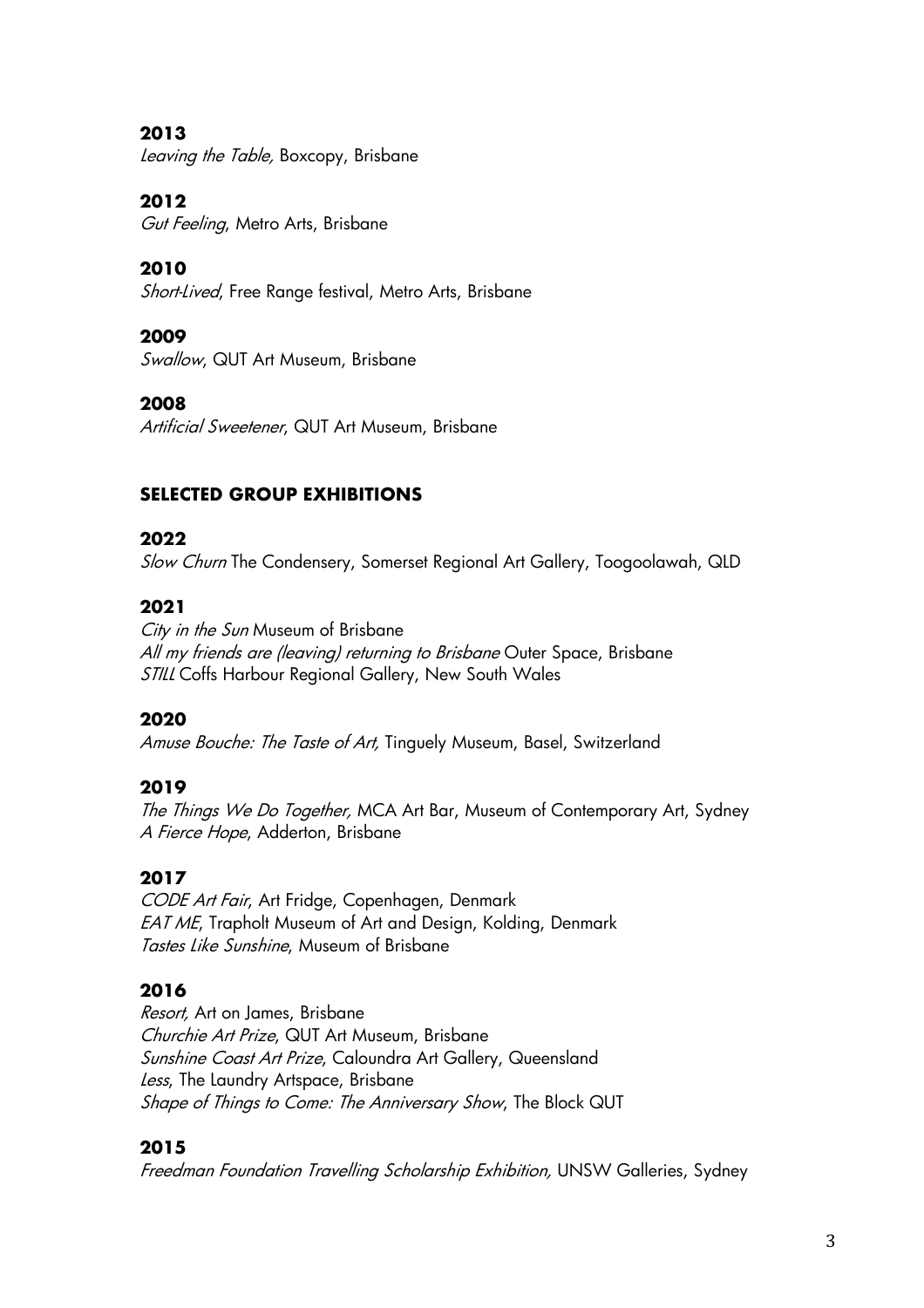**2013**
*Leaving the Table,* Boxcopy, Brisbane

**2012**
*Gut Feeling*, Metro Arts, Brisbane

**2010**
*Short-Lived*, Free Range festival, Metro Arts, Brisbane

**2009**
*Swallow*, QUT Art Museum, Brisbane

**2008**
*Artificial Sweetener*, QUT Art Museum, Brisbane

## SELECTED GROUP EXHIBITIONS

**2022**
*Slow Churn* The Condensery, Somerset Regional Art Gallery, Toogoolawah, QLD

**2021**
*City in the Sun* Museum of Brisbane
*All my friends are (leaving) returning to Brisbane* Outer Space, Brisbane
*STILL* Coffs Harbour Regional Gallery, New South Wales

**2020**
*Amuse Bouche: The Taste of Art,* Tinguely Museum, Basel, Switzerland

**2019**
*The Things We Do Together,* MCA Art Bar, Museum of Contemporary Art, Sydney
*A Fierce Hope*, Adderton, Brisbane

**2017**
*CODE Art Fair*, Art Fridge, Copenhagen, Denmark
*EAT ME*, Trapholt Museum of Art and Design, Kolding, Denmark
*Tastes Like Sunshine*, Museum of Brisbane

**2016**
*Resort,* Art on James, Brisbane
*Churchie Art Prize*, QUT Art Museum, Brisbane
*Sunshine Coast Art Prize*, Caloundra Art Gallery, Queensland
*Less*, The Laundry Artspace, Brisbane
*Shape of Things to Come: The Anniversary Show*, The Block QUT

**2015**
*Freedman Foundation Travelling Scholarship Exhibition,* UNSW Galleries, Sydney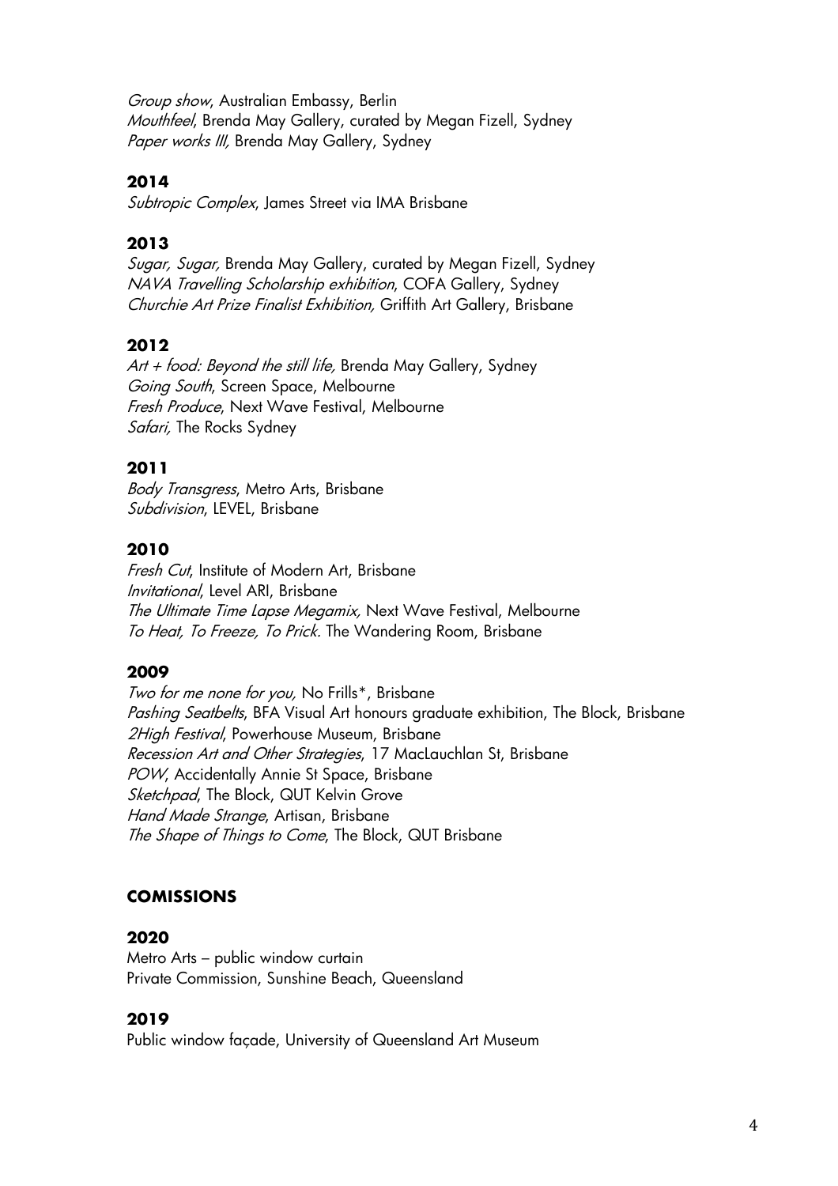*Group show*, Australian Embassy, Berlin
*Mouthfeel*, Brenda May Gallery, curated by Megan Fizell, Sydney
*Paper works III,* Brenda May Gallery, Sydney

**2014**

*Subtropic Complex*, James Street via IMA Brisbane

**2013**

*Sugar, Sugar,* Brenda May Gallery, curated by Megan Fizell, Sydney
*NAVA Travelling Scholarship exhibition*, COFA Gallery, Sydney
*Churchie Art Prize Finalist Exhibition,* Griffith Art Gallery, Brisbane

**2012**

*Art + food: Beyond the still life,* Brenda May Gallery, Sydney
*Going South*, Screen Space, Melbourne
*Fresh Produce*, Next Wave Festival, Melbourne
*Safari,* The Rocks Sydney

**2011**

*Body Transgress*, Metro Arts, Brisbane
*Subdivision*, LEVEL, Brisbane

**2010**

*Fresh Cut*, Institute of Modern Art, Brisbane
*Invitational*, Level ARI, Brisbane
*The Ultimate Time Lapse Megamix,* Next Wave Festival, Melbourne
*To Heat, To Freeze, To Prick.* The Wandering Room, Brisbane

**2009**

*Two for me none for you,* No Frills*, Brisbane
*Pashing Seatbelts*, BFA Visual Art honours graduate exhibition, The Block, Brisbane
*2High Festival*, Powerhouse Museum, Brisbane
*Recession Art and Other Strategies*, 17 MacLauchlan St, Brisbane
*POW*, Accidentally Annie St Space, Brisbane
*Sketchpad*, The Block, QUT Kelvin Grove
*Hand Made Strange*, Artisan, Brisbane
*The Shape of Things to Come*, The Block, QUT Brisbane

## COMISSIONS

**2020**

Metro Arts – public window curtain
Private Commission, Sunshine Beach, Queensland

**2019**

Public window façade, University of Queensland Art Museum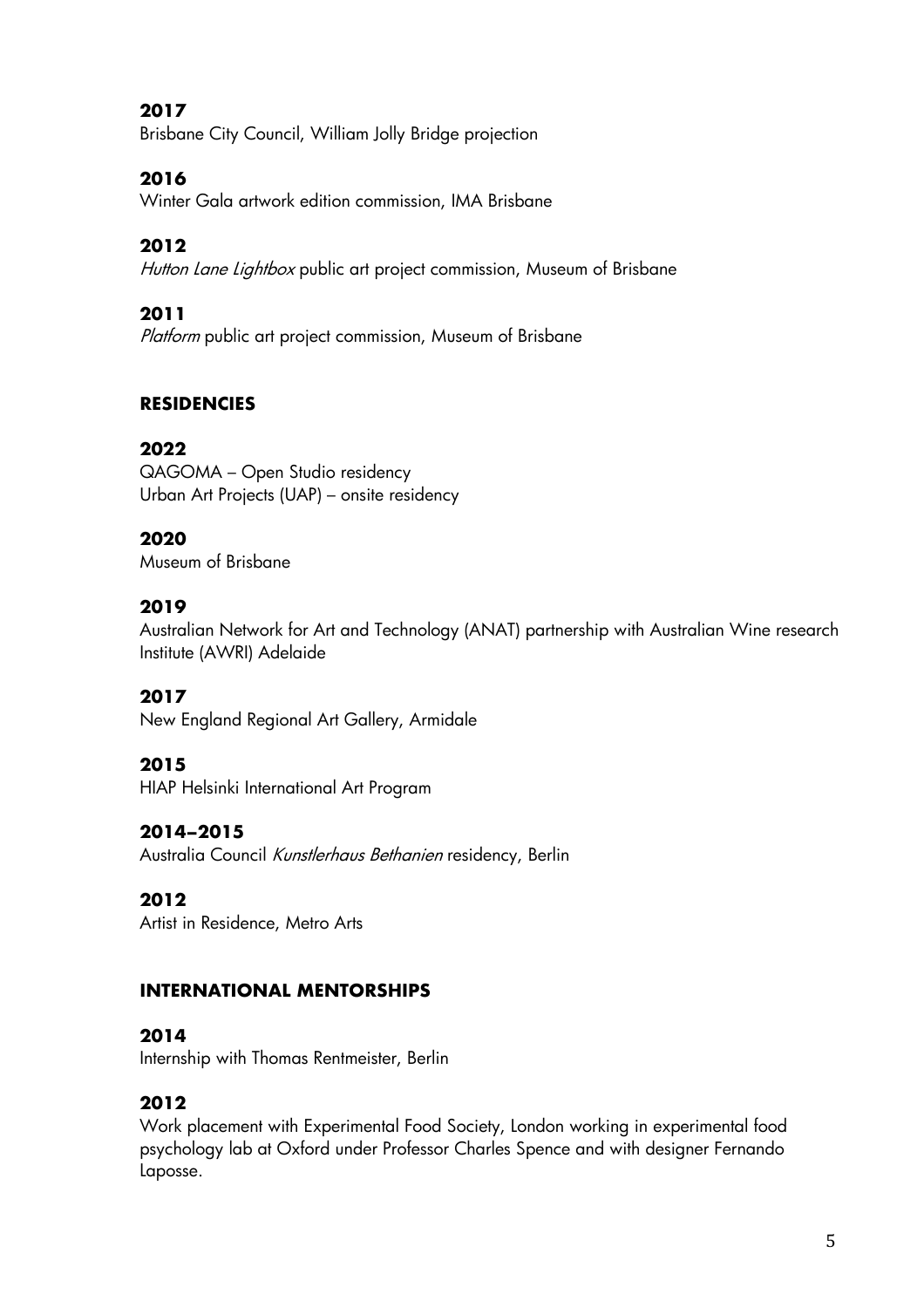**2017**
Brisbane City Council, William Jolly Bridge projection

**2016**
Winter Gala artwork edition commission, IMA Brisbane

**2012**
*Hutton Lane Lightbox* public art project commission, Museum of Brisbane

**2011**
*Platform* public art project commission, Museum of Brisbane

## RESIDENCIES

**2022**
QAGOMA – Open Studio residency
Urban Art Projects (UAP) – onsite residency

**2020**
Museum of Brisbane

**2019**
Australian Network for Art and Technology (ANAT) partnership with Australian Wine research Institute (AWRI) Adelaide

**2017**
New England Regional Art Gallery, Armidale

**2015**
HIAP Helsinki International Art Program

**2014–2015**
Australia Council *Kunstlerhaus Bethanien* residency, Berlin

**2012**
Artist in Residence, Metro Arts

## INTERNATIONAL MENTORSHIPS

**2014**
Internship with Thomas Rentmeister, Berlin

**2012**
Work placement with Experimental Food Society, London working in experimental food psychology lab at Oxford under Professor Charles Spence and with designer Fernando Laposse.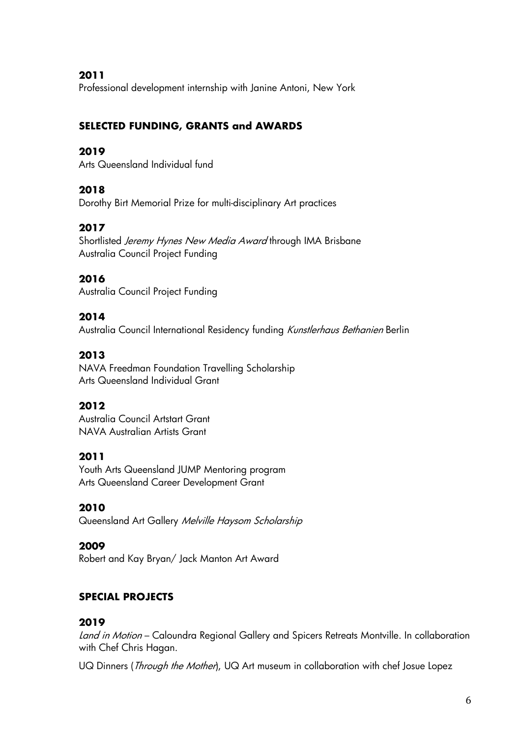**2011**
Professional development internship with Janine Antoni, New York

## SELECTED FUNDING, GRANTS and AWARDS

**2019**
Arts Queensland Individual fund

**2018**
Dorothy Birt Memorial Prize for multi-disciplinary Art practices

**2017**
Shortlisted *Jeremy Hynes New Media Award* through IMA Brisbane
Australia Council Project Funding

**2016**
Australia Council Project Funding

**2014**
Australia Council International Residency funding *Kunstlerhaus Bethanien* Berlin

**2013**
NAVA Freedman Foundation Travelling Scholarship
Arts Queensland Individual Grant

**2012**
Australia Council Artstart Grant
NAVA Australian Artists Grant

**2011**
Youth Arts Queensland JUMP Mentoring program
Arts Queensland Career Development Grant

**2010**
Queensland Art Gallery *Melville Haysom Scholarship*

**2009**
Robert and Kay Bryan/ Jack Manton Art Award

## SPECIAL PROJECTS

**2019**
*Land in Motion* – Caloundra Regional Gallery and Spicers Retreats Montville. In collaboration with Chef Chris Hagan.

UQ Dinners (*Through the Mother*), UQ Art museum in collaboration with chef Josue Lopez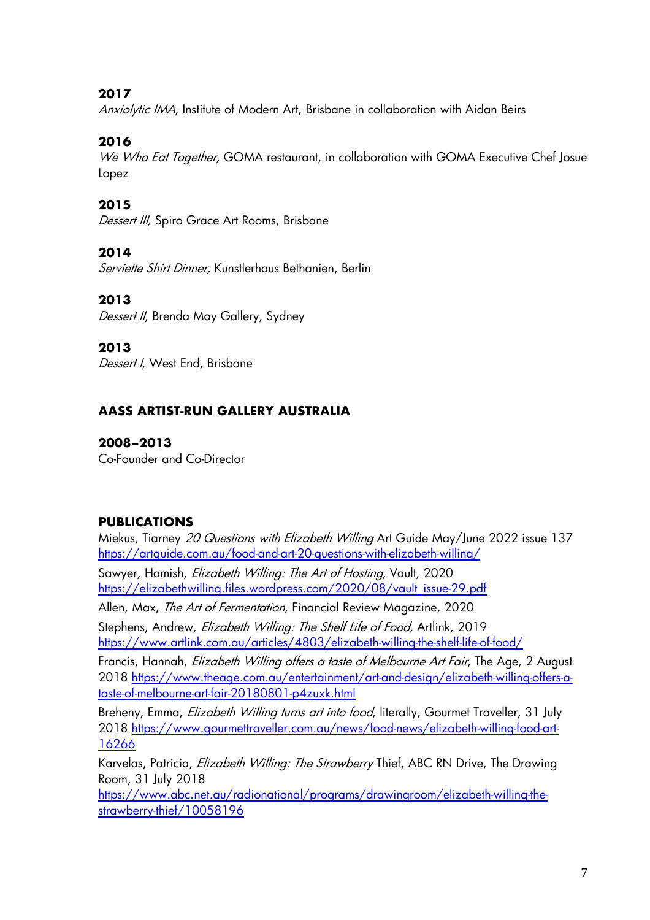**2017**
*Anxiolytic IMA*, Institute of Modern Art, Brisbane in collaboration with Aidan Beirs

**2016**
*We Who Eat Together,* GOMA restaurant, in collaboration with GOMA Executive Chef Josue Lopez

**2015**
*Dessert III,* Spiro Grace Art Rooms, Brisbane

**2014**
*Serviette Shirt Dinner,* Kunstlerhaus Bethanien, Berlin

**2013**
*Dessert II*, Brenda May Gallery, Sydney

**2013**
*Dessert I*, West End, Brisbane

## AASS ARTIST-RUN GALLERY AUSTRALIA

**2008–2013**
Co-Founder and Co-Director

## PUBLICATIONS

Miekus, Tiarney *20 Questions with Elizabeth Willing* Art Guide May/June 2022 issue 137 https://artguide.com.au/food-and-art-20-questions-with-elizabeth-willing/

Sawyer, Hamish, *Elizabeth Willing: The Art of Hosting*, Vault, 2020 https://elizabethwilling.files.wordpress.com/2020/08/vault_issue-29.pdf

Allen, Max, *The Art of Fermentation*, Financial Review Magazine, 2020

Stephens, Andrew, *Elizabeth Willing: The Shelf Life of Food,* Artlink, 2019 https://www.artlink.com.au/articles/4803/elizabeth-willing-the-shelf-life-of-food/

Francis, Hannah, *Elizabeth Willing offers a taste of Melbourne Art Fair*, The Age, 2 August 2018 https://www.theage.com.au/entertainment/art-and-design/elizabeth-willing-offers-a-taste-of-melbourne-art-fair-20180801-p4zuxk.html

Breheny, Emma, *Elizabeth Willing turns art into food*, literally, Gourmet Traveller, 31 July 2018 https://www.gourmettraveller.com.au/news/food-news/elizabeth-willing-food-art-16266

Karvelas, Patricia, *Elizabeth Willing: The Strawberry* Thief, ABC RN Drive, The Drawing Room, 31 July 2018 https://www.abc.net.au/radionational/programs/drawingroom/elizabeth-willing-the-strawberry-thief/10058196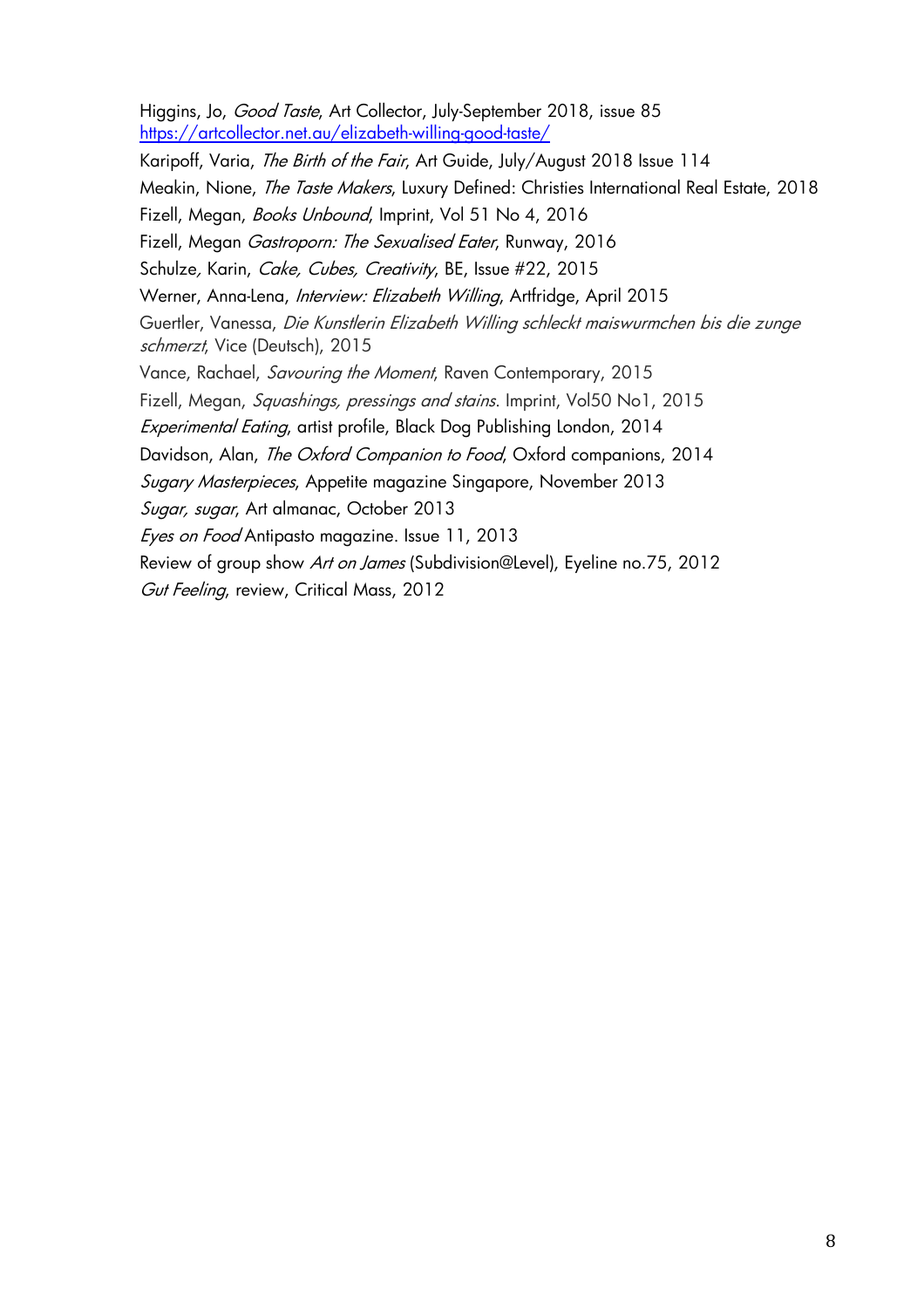Higgins, Jo, *Good Taste*, Art Collector, July-September 2018, issue 85
https://artcollector.net.au/elizabeth-willing-good-taste/

Karipoff, Varia, *The Birth of the Fair*, Art Guide, July/August 2018 Issue 114

Meakin, Nione, *The Taste Makers*, Luxury Defined: Christies International Real Estate, 2018

Fizell, Megan, *Books Unbound*, Imprint, Vol 51 No 4, 2016

Fizell, Megan *Gastroporn: The Sexualised Eater*, Runway, 2016

Schulze, Karin, *Cake, Cubes, Creativity*, BE, Issue #22, 2015

Werner, Anna-Lena, *Interview: Elizabeth Willing*, Artfridge, April 2015

Guertler, Vanessa, *Die Kunstlerin Elizabeth Willing schleckt maiswurmchen bis die zunge schmerzt*, Vice (Deutsch), 2015

Vance, Rachael, *Savouring the Moment*, Raven Contemporary, 2015

Fizell, Megan, *Squashings, pressings and stains*. Imprint, Vol50 No1, 2015

*Experimental Eating*, artist profile, Black Dog Publishing London, 2014

Davidson, Alan, *The Oxford Companion to Food*, Oxford companions, 2014

*Sugary Masterpieces*, Appetite magazine Singapore, November 2013

*Sugar, sugar*, Art almanac, October 2013

*Eyes on Food* Antipasto magazine. Issue 11, 2013

Review of group show *Art on James* (Subdivision@Level), Eyeline no.75, 2012

*Gut Feeling*, review, Critical Mass, 2012